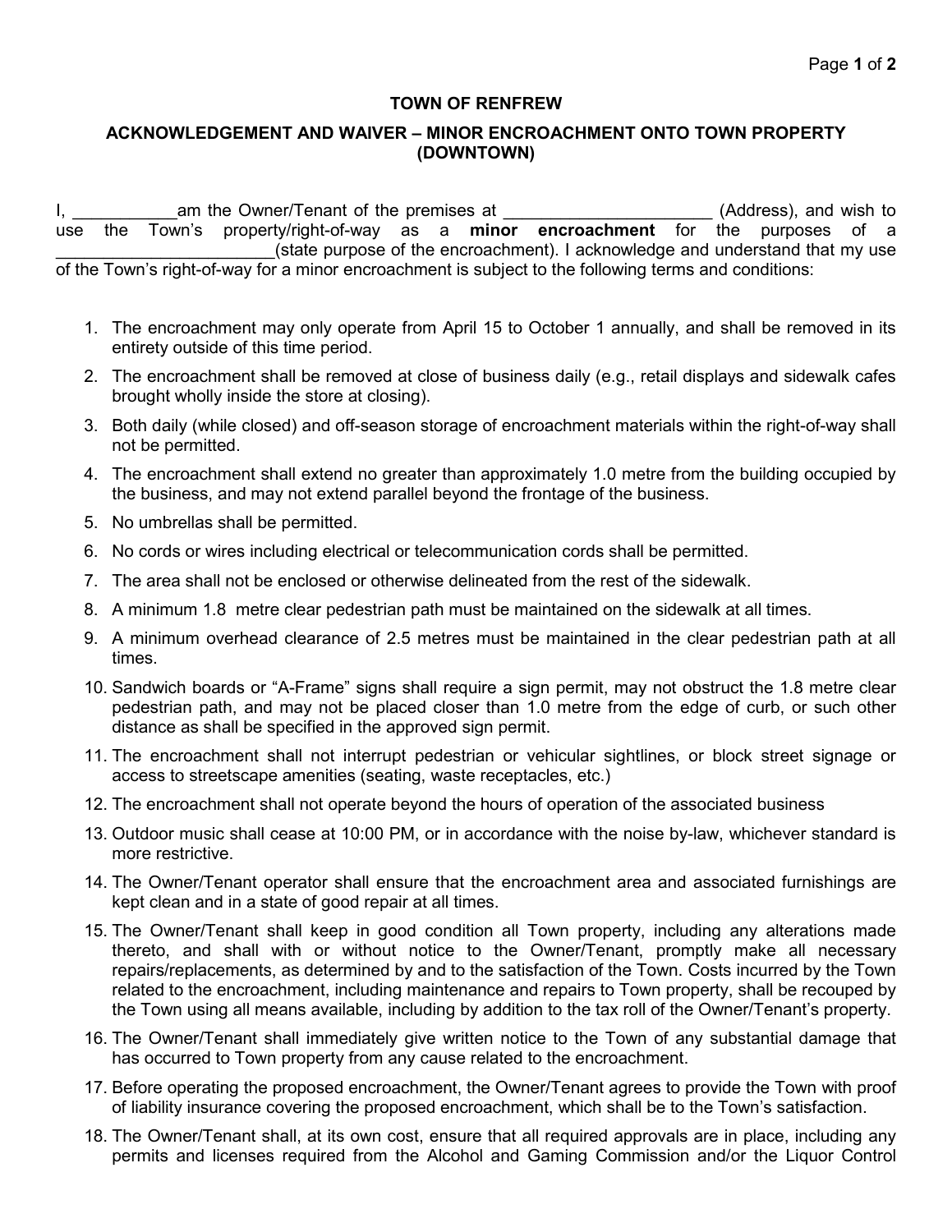**TOWN OF RENFREW**

**ACKNOWLEDGEMENT AND WAIVER – MINOR ENCROACHMENT ONTO TOWN PROPERTY (DOWNTOWN)**

I, ___________am the Owner/Tenant of the premises at ______________________ (Address), and wish to use the Town's property/right-of-way as a **minor encroachment** for the purposes of a _______________________(state purpose of the encroachment). I acknowledge and understand that my use of the Town's right-of-way for a minor encroachment is subject to the following terms and conditions:

1. The encroachment may only operate from April 15 to October 1 annually, and shall be removed in its entirety outside of this time period.
2. The encroachment shall be removed at close of business daily (e.g., retail displays and sidewalk cafes brought wholly inside the store at closing).
3. Both daily (while closed) and off-season storage of encroachment materials within the right-of-way shall not be permitted.
4. The encroachment shall extend no greater than approximately 1.0 metre from the building occupied by the business, and may not extend parallel beyond the frontage of the business.
5. No umbrellas shall be permitted.
6. No cords or wires including electrical or telecommunication cords shall be permitted.
7. The area shall not be enclosed or otherwise delineated from the rest of the sidewalk.
8. A minimum 1.8 metre clear pedestrian path must be maintained on the sidewalk at all times.
9. A minimum overhead clearance of 2.5 metres must be maintained in the clear pedestrian path at all times.
10. Sandwich boards or "A-Frame" signs shall require a sign permit, may not obstruct the 1.8 metre clear pedestrian path, and may not be placed closer than 1.0 metre from the edge of curb, or such other distance as shall be specified in the approved sign permit.
11. The encroachment shall not interrupt pedestrian or vehicular sightlines, or block street signage or access to streetscape amenities (seating, waste receptacles, etc.)
12. The encroachment shall not operate beyond the hours of operation of the associated business
13. Outdoor music shall cease at 10:00 PM, or in accordance with the noise by-law, whichever standard is more restrictive.
14. The Owner/Tenant operator shall ensure that the encroachment area and associated furnishings are kept clean and in a state of good repair at all times.
15. The Owner/Tenant shall keep in good condition all Town property, including any alterations made thereto, and shall with or without notice to the Owner/Tenant, promptly make all necessary repairs/replacements, as determined by and to the satisfaction of the Town. Costs incurred by the Town related to the encroachment, including maintenance and repairs to Town property, shall be recouped by the Town using all means available, including by addition to the tax roll of the Owner/Tenant's property.
16. The Owner/Tenant shall immediately give written notice to the Town of any substantial damage that has occurred to Town property from any cause related to the encroachment.
17. Before operating the proposed encroachment, the Owner/Tenant agrees to provide the Town with proof of liability insurance covering the proposed encroachment, which shall be to the Town's satisfaction.
18. The Owner/Tenant shall, at its own cost, ensure that all required approvals are in place, including any permits and licenses required from the Alcohol and Gaming Commission and/or the Liquor Control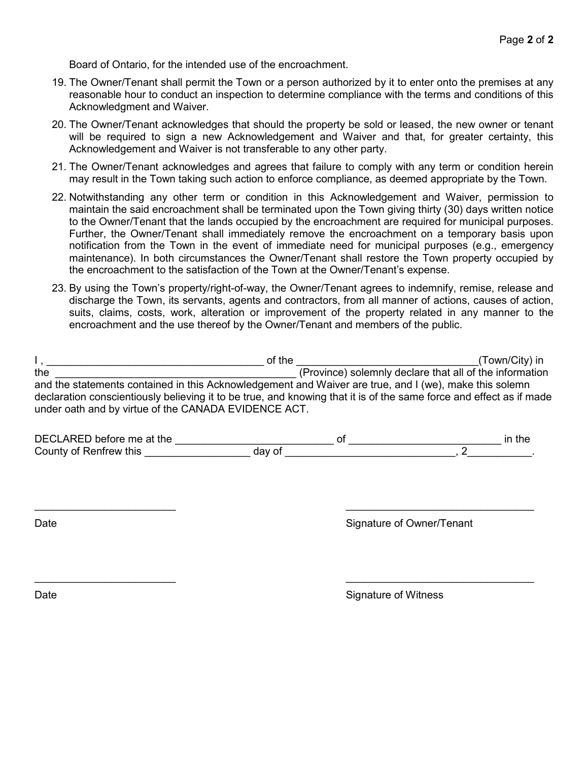Board of Ontario, for the intended use of the encroachment.

19. The Owner/Tenant shall permit the Town or a person authorized by it to enter onto the premises at any reasonable hour to conduct an inspection to determine compliance with the terms and conditions of this Acknowledgment and Waiver.
20. The Owner/Tenant acknowledges that should the property be sold or leased, the new owner or tenant will be required to sign a new Acknowledgement and Waiver and that, for greater certainty, this Acknowledgement and Waiver is not transferable to any other party.
21. The Owner/Tenant acknowledges and agrees that failure to comply with any term or condition herein may result in the Town taking such action to enforce compliance, as deemed appropriate by the Town.
22. Notwithstanding any other term or condition in this Acknowledgement and Waiver, permission to maintain the said encroachment shall be terminated upon the Town giving thirty (30) days written notice to the Owner/Tenant that the lands occupied by the encroachment are required for municipal purposes. Further, the Owner/Tenant shall immediately remove the encroachment on a temporary basis upon notification from the Town in the event of immediate need for municipal purposes (e.g., emergency maintenance). In both circumstances the Owner/Tenant shall restore the Town property occupied by the encroachment to the satisfaction of the Town at the Owner/Tenant's expense.
23. By using the Town's property/right-of-way, the Owner/Tenant agrees to indemnify, remise, release and discharge the Town, its servants, agents and contractors, from all manner of actions, causes of action, suits, claims, costs, work, alteration or improvement of the property related in any manner to the encroachment and the use thereof by the Owner/Tenant and members of the public.

I , ______________________________________ of the _______________________________(Town/City) in the __________________________________________ (Province) solemnly declare that all of the information and the statements contained in this Acknowledgement and Waiver are true, and I (we), make this solemn declaration conscientiously believing it to be true, and knowing that it is of the same force and effect as if made under oath and by virtue of the CANADA EVIDENCE ACT.

DECLARED before me at the ___________________________ of _________________________ in the County of Renfrew this _________________ day of _____________________________, 2__________.

________________________ &nbsp;&nbsp;&nbsp;&nbsp;&nbsp;&nbsp;&nbsp;&nbsp; ________________________________

Date &nbsp;&nbsp;&nbsp;&nbsp;&nbsp;&nbsp;&nbsp;&nbsp; Signature of Owner/Tenant

________________________ &nbsp;&nbsp;&nbsp;&nbsp;&nbsp;&nbsp;&nbsp;&nbsp; ________________________________

Date &nbsp;&nbsp;&nbsp;&nbsp;&nbsp;&nbsp;&nbsp;&nbsp; Signature of Witness